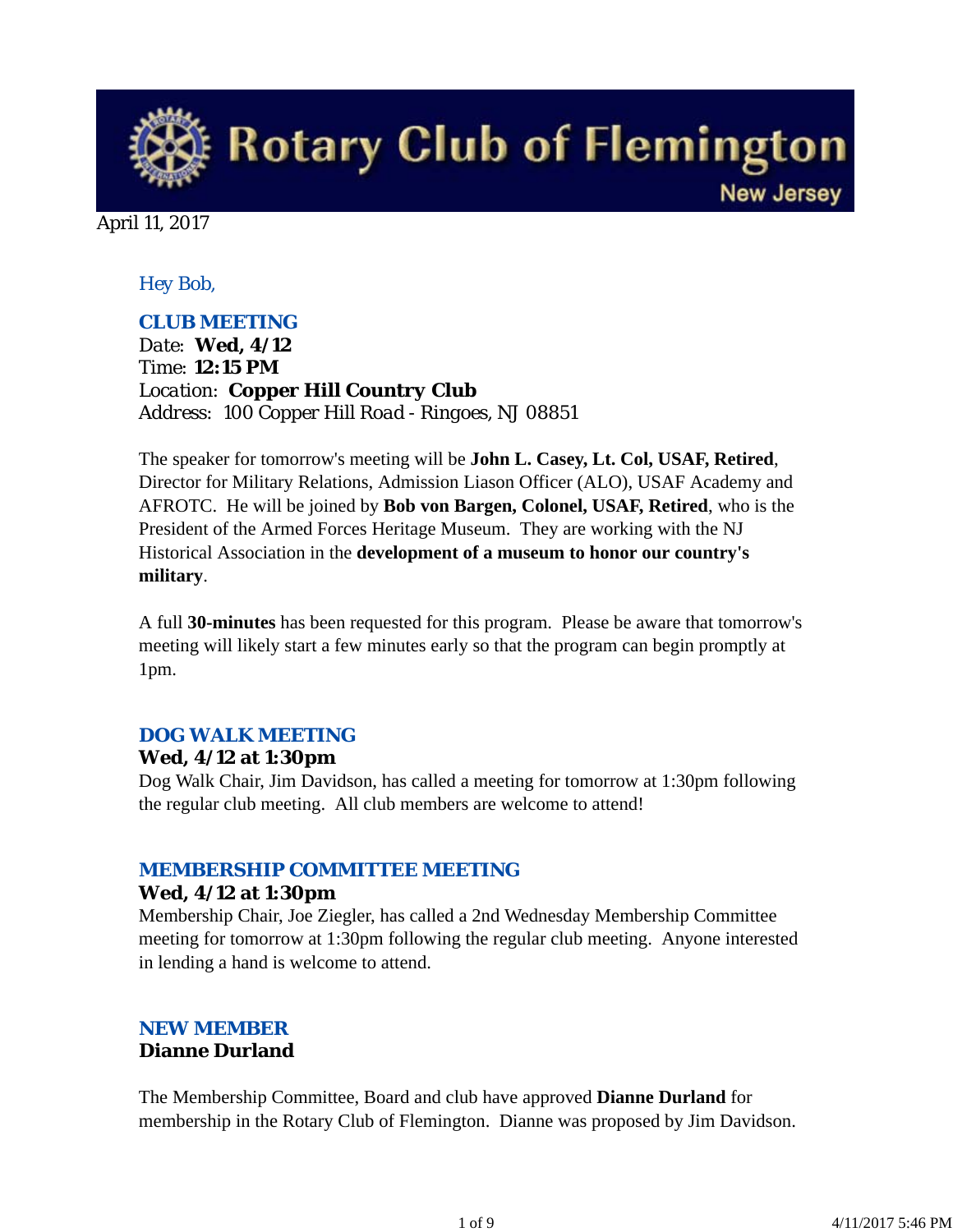# Rotary Club of Flemington

New Jersey

April 11, 2017

*Hey Bob,*

### CLUB MEETING

Date: **Wed, 4/12**
Time: **12:15 PM**
Location: **Copper Hill Country Club**
Address: 100 Copper Hill Road - Ringoes, NJ 08851

The speaker for tomorrow's meeting will be **John L. Casey, Lt. Col, USAF, Retired**, Director for Military Relations, Admission Liason Officer (ALO), USAF Academy and AFROTC. He will be joined by **Bob von Bargen, Colonel, USAF, Retired**, who is the President of the Armed Forces Heritage Museum. They are working with the NJ Historical Association in the **development of a museum to honor our country's military**.

A full **30-minutes** has been requested for this program. Please be aware that tomorrow's meeting will likely start a few minutes early so that the program can begin promptly at 1pm.

### DOG WALK MEETING

**Wed, 4/12 at 1:30pm**

Dog Walk Chair, Jim Davidson, has called a meeting for tomorrow at 1:30pm following the regular club meeting. All club members are welcome to attend!

### MEMBERSHIP COMMITTEE MEETING

**Wed, 4/12 at 1:30pm**

Membership Chair, Joe Ziegler, has called a 2nd Wednesday Membership Committee meeting for tomorrow at 1:30pm following the regular club meeting. Anyone interested in lending a hand is welcome to attend.

### NEW MEMBER

**Dianne Durland**

The Membership Committee, Board and club have approved **Dianne Durland** for membership in the Rotary Club of Flemington. Dianne was proposed by Jim Davidson.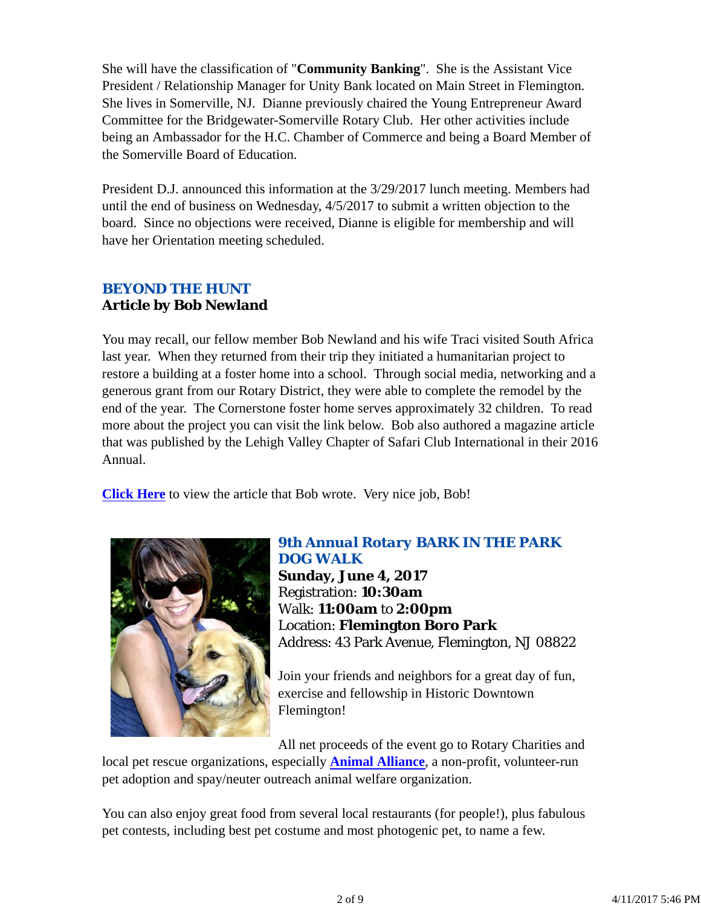She will have the classification of "**Community Banking**". She is the Assistant Vice President / Relationship Manager for Unity Bank located on Main Street in Flemington. She lives in Somerville, NJ. Dianne previously chaired the Young Entrepreneur Award Committee for the Bridgewater-Somerville Rotary Club. Her other activities include being an Ambassador for the H.C. Chamber of Commerce and being a Board Member of the Somerville Board of Education.

President D.J. announced this information at the 3/29/2017 lunch meeting. Members had until the end of business on Wednesday, 4/5/2017 to submit a written objection to the board. Since no objections were received, Dianne is eligible for membership and will have her Orientation meeting scheduled.

## *BEYOND THE HUNT*

**Article by Bob Newland**

You may recall, our fellow member Bob Newland and his wife Traci visited South Africa last year. When they returned from their trip they initiated a humanitarian project to restore a building at a foster home into a school. Through social media, networking and a generous grant from our Rotary District, they were able to complete the remodel by the end of the year. The Cornerstone foster home serves approximately 32 children. To read more about the project you can visit the link below. Bob also authored a magazine article that was published by the Lehigh Valley Chapter of Safari Club International in their 2016 Annual.

**Click Here** to view the article that Bob wrote. Very nice job, Bob!

## *9th Annual Rotary BARK IN THE PARK DOG WALK*

**Sunday, June 4, 2017**
Registration: **10:30am**
Walk: **11:00am** to **2:00pm**
Location: **Flemington Boro Park**
Address: 43 Park Avenue, Flemington, NJ 08822

Join your friends and neighbors for a great day of fun, exercise and fellowship in Historic Downtown Flemington!

All net proceeds of the event go to Rotary Charities and local pet rescue organizations, especially **Animal Alliance**, a non-profit, volunteer-run pet adoption and spay/neuter outreach animal welfare organization.

You can also enjoy great food from several local restaurants (for people!), plus fabulous pet contests, including best pet costume and most photogenic pet, to name a few.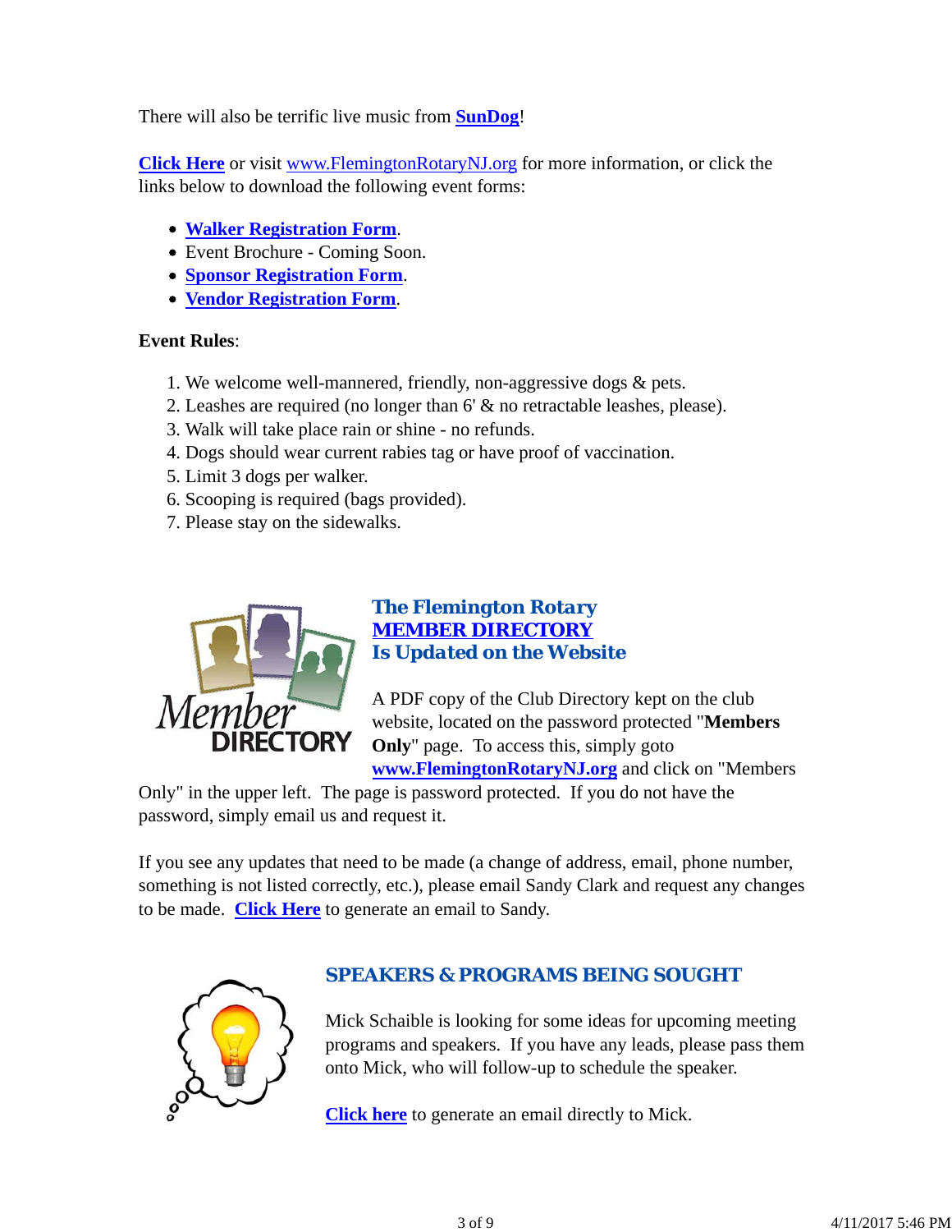There will also be terrific live music from **SunDog**!

**Click Here** or visit www.FlemingtonRotaryNJ.org for more information, or click the links below to download the following event forms:

- **Walker Registration Form**.
- Event Brochure - Coming Soon.
- **Sponsor Registration Form**.
- **Vendor Registration Form**.

**Event Rules**:

1. We welcome well-mannered, friendly, non-aggressive dogs & pets.
2. Leashes are required (no longer than 6' & no retractable leashes, please).
3. Walk will take place rain or shine - no refunds.
4. Dogs should wear current rabies tag or have proof of vaccination.
5. Limit 3 dogs per walker.
6. Scooping is required (bags provided).
7. Please stay on the sidewalks.

## The Flemington Rotary MEMBER DIRECTORY Is Updated on the Website

A PDF copy of the Club Directory kept on the club website, located on the password protected "**Members Only**" page. To access this, simply goto **www.FlemingtonRotaryNJ.org** and click on "Members Only" in the upper left. The page is password protected. If you do not have the password, simply email us and request it.

If you see any updates that need to be made (a change of address, email, phone number, something is not listed correctly, etc.), please email Sandy Clark and request any changes to be made. **Click Here** to generate an email to Sandy.

## SPEAKERS & PROGRAMS BEING SOUGHT

Mick Schaible is looking for some ideas for upcoming meeting programs and speakers. If you have any leads, please pass them onto Mick, who will follow-up to schedule the speaker.

**Click here** to generate an email directly to Mick.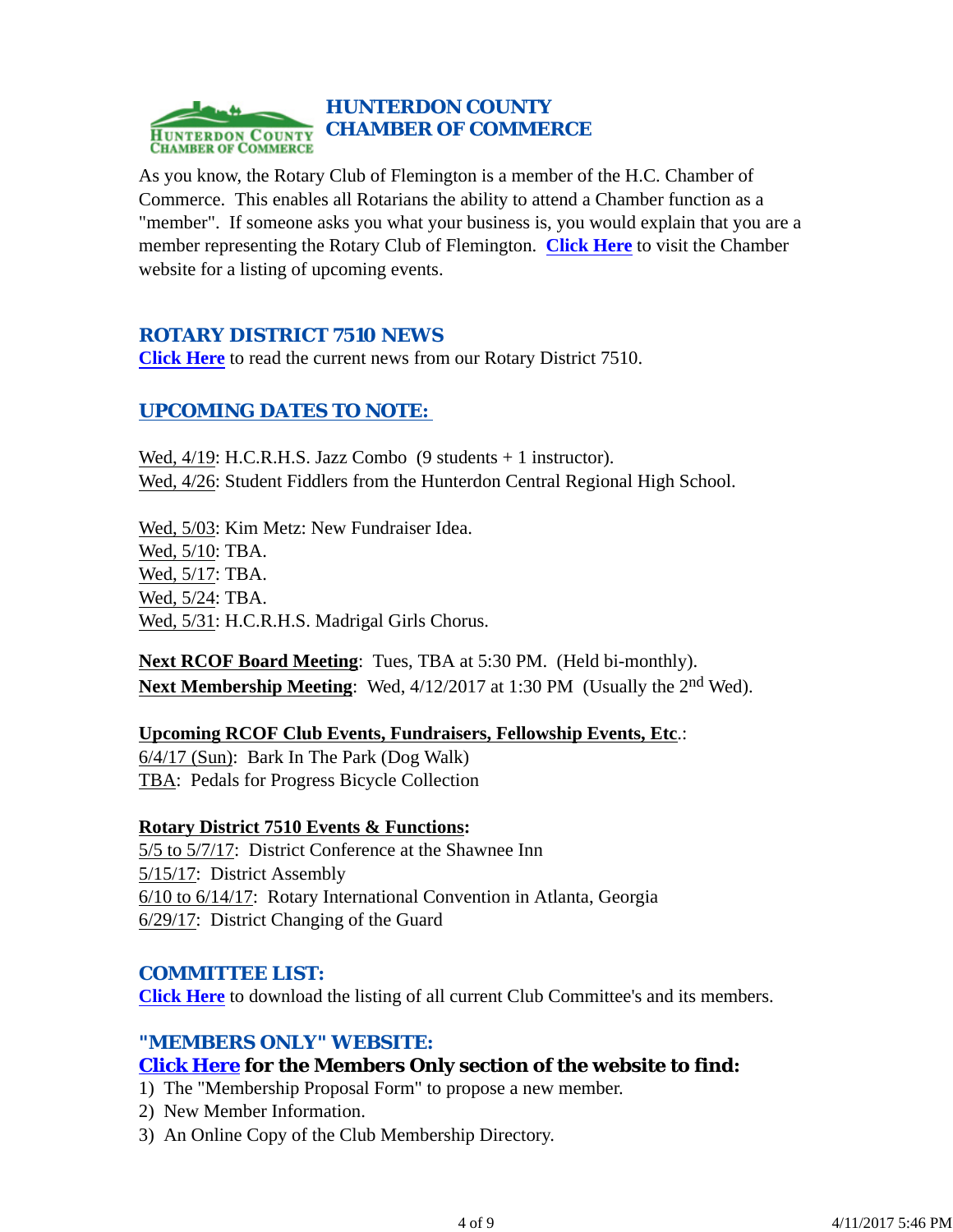## HUNTERDON COUNTY CHAMBER OF COMMERCE

As you know, the Rotary Club of Flemington is a member of the H.C. Chamber of Commerce. This enables all Rotarians the ability to attend a Chamber function as a "member". If someone asks you what your business is, you would explain that you are a member representing the Rotary Club of Flemington. **Click Here** to visit the Chamber website for a listing of upcoming events.

## ROTARY DISTRICT 7510 NEWS

**Click Here** to read the current news from our Rotary District 7510.

## UPCOMING DATES TO NOTE:

Wed, 4/19: H.C.R.H.S. Jazz Combo (9 students + 1 instructor).
Wed, 4/26: Student Fiddlers from the Hunterdon Central Regional High School.

Wed, 5/03: Kim Metz: New Fundraiser Idea.
Wed, 5/10: TBA.
Wed, 5/17: TBA.
Wed, 5/24: TBA.
Wed, 5/31: H.C.R.H.S. Madrigal Girls Chorus.

**Next RCOF Board Meeting**: Tues, TBA at 5:30 PM. (Held bi-monthly).
**Next Membership Meeting**: Wed, 4/12/2017 at 1:30 PM (Usually the 2nd Wed).

**Upcoming RCOF Club Events, Fundraisers, Fellowship Events, Etc**.:
6/4/17 (Sun): Bark In The Park (Dog Walk)
TBA: Pedals for Progress Bicycle Collection

**Rotary District 7510 Events & Functions:**
5/5 to 5/7/17: District Conference at the Shawnee Inn
5/15/17: District Assembly
6/10 to 6/14/17: Rotary International Convention in Atlanta, Georgia
6/29/17: District Changing of the Guard

## COMMITTEE LIST:

**Click Here** to download the listing of all current Club Committee's and its members.

## "MEMBERS ONLY" WEBSITE:

**Click Here for the Members Only section of the website to find:**

1) The "Membership Proposal Form" to propose a new member.
2) New Member Information.
3) An Online Copy of the Club Membership Directory.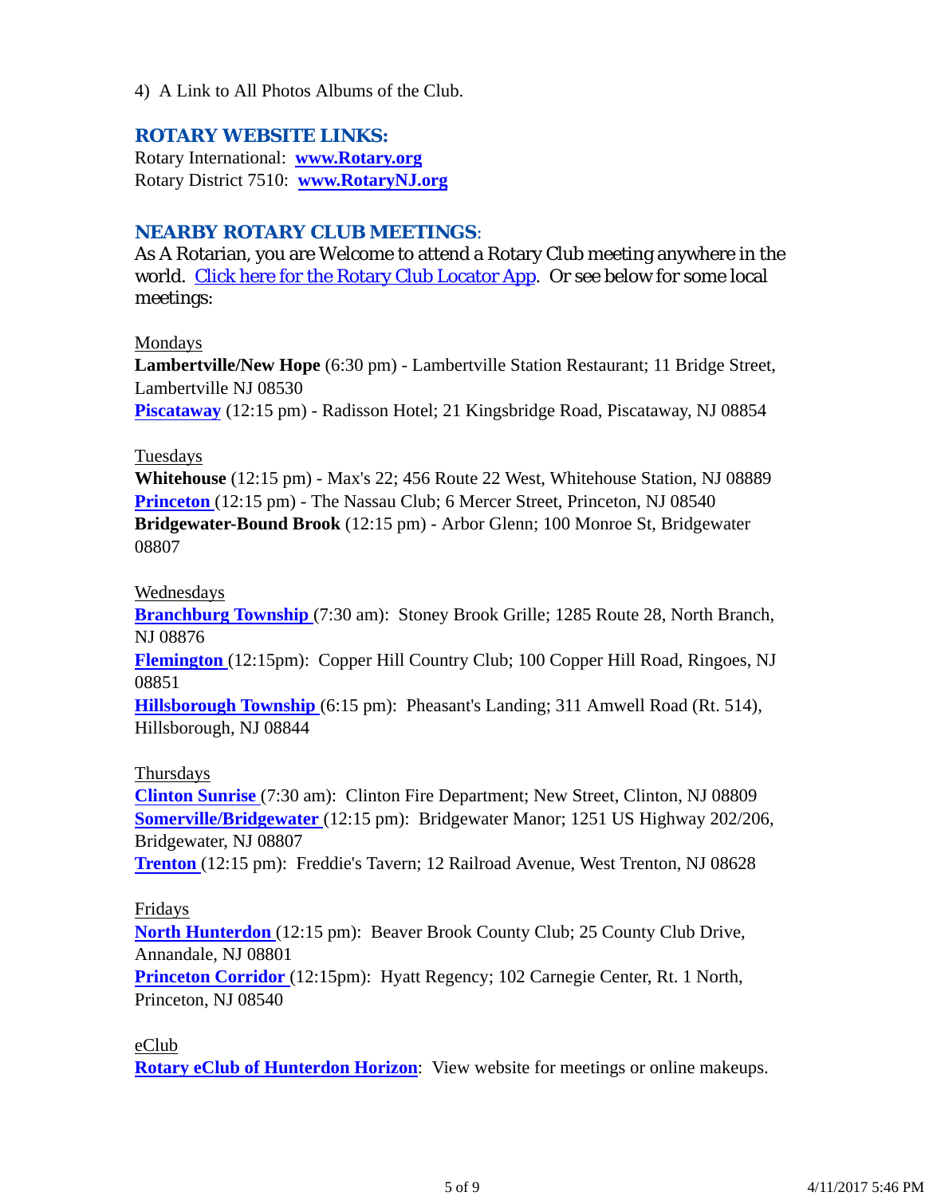4) A Link to All Photos Albums of the Club.

## ROTARY WEBSITE LINKS:

Rotary International: **www.Rotary.org**
Rotary District 7510: **www.RotaryNJ.org**

## NEARBY ROTARY CLUB MEETINGS:

As A Rotarian, you are Welcome to attend a Rotary Club meeting anywhere in the world. Click here for the Rotary Club Locator App. Or see below for some local meetings:

Mondays
**Lambertville/New Hope** (6:30 pm) - Lambertville Station Restaurant; 11 Bridge Street, Lambertville NJ 08530
**Piscataway** (12:15 pm) - Radisson Hotel; 21 Kingsbridge Road, Piscataway, NJ 08854

Tuesdays
**Whitehouse** (12:15 pm) - Max's 22; 456 Route 22 West, Whitehouse Station, NJ 08889
**Princeton** (12:15 pm) - The Nassau Club; 6 Mercer Street, Princeton, NJ 08540
**Bridgewater-Bound Brook** (12:15 pm) - Arbor Glenn; 100 Monroe St, Bridgewater 08807

Wednesdays
**Branchburg Township** (7:30 am): Stoney Brook Grille; 1285 Route 28, North Branch, NJ 08876
**Flemington** (12:15pm): Copper Hill Country Club; 100 Copper Hill Road, Ringoes, NJ 08851
**Hillsborough Township** (6:15 pm): Pheasant's Landing; 311 Amwell Road (Rt. 514), Hillsborough, NJ 08844

Thursdays
**Clinton Sunrise** (7:30 am): Clinton Fire Department; New Street, Clinton, NJ 08809
**Somerville/Bridgewater** (12:15 pm): Bridgewater Manor; 1251 US Highway 202/206, Bridgewater, NJ 08807
**Trenton** (12:15 pm): Freddie's Tavern; 12 Railroad Avenue, West Trenton, NJ 08628

Fridays
**North Hunterdon** (12:15 pm): Beaver Brook County Club; 25 County Club Drive, Annandale, NJ 08801
**Princeton Corridor** (12:15pm): Hyatt Regency; 102 Carnegie Center, Rt. 1 North, Princeton, NJ 08540

eClub
**Rotary eClub of Hunterdon Horizon**: View website for meetings or online makeups.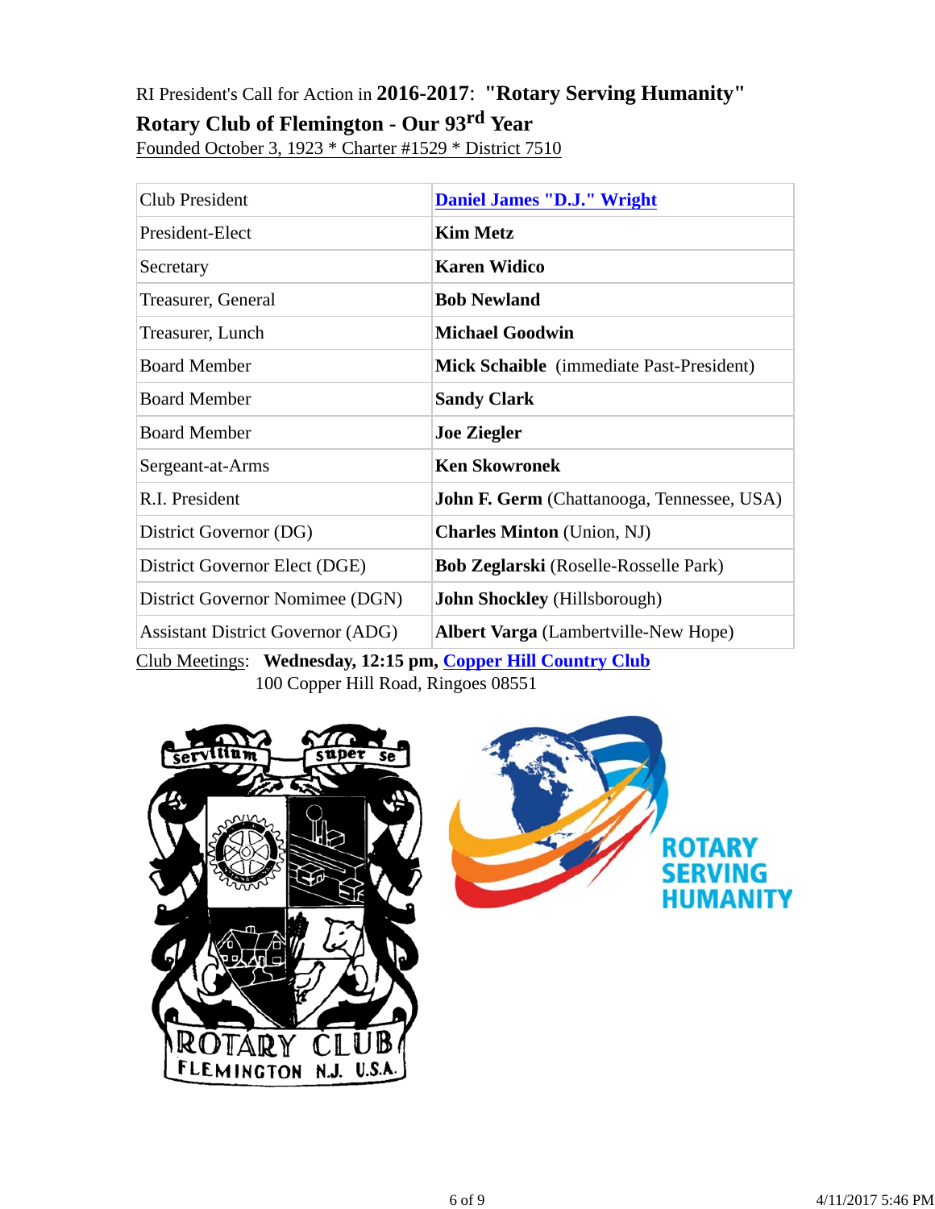RI President's Call for Action in **2016-2017**: **"Rotary Serving Humanity"**

**Rotary Club of Flemington - Our 93rd Year**

Founded October 3, 1923 * Charter #1529 * District 7510

| | |
|---|---|
| Club President | **Daniel James "D.J." Wright** |
| President-Elect | **Kim Metz** |
| Secretary | **Karen Widico** |
| Treasurer, General | **Bob Newland** |
| Treasurer, Lunch | **Michael Goodwin** |
| Board Member | **Mick Schaible** (immediate Past-President) |
| Board Member | **Sandy Clark** |
| Board Member | **Joe Ziegler** |
| Sergeant-at-Arms | **Ken Skowronek** |
| R.I. President | **John F. Germ** (Chattanooga, Tennessee, USA) |
| District Governor (DG) | **Charles Minton** (Union, NJ) |
| District Governor Elect (DGE) | **Bob Zeglarski** (Roselle-Rosselle Park) |
| District Governor Nominee (DGN) | **John Shockley** (Hillsborough) |
| Assistant District Governor (ADG) | **Albert Varga** (Lambertville-New Hope) |

Club Meetings: **Wednesday, 12:15 pm, Copper Hill Country Club**
100 Copper Hill Road, Ringoes 08551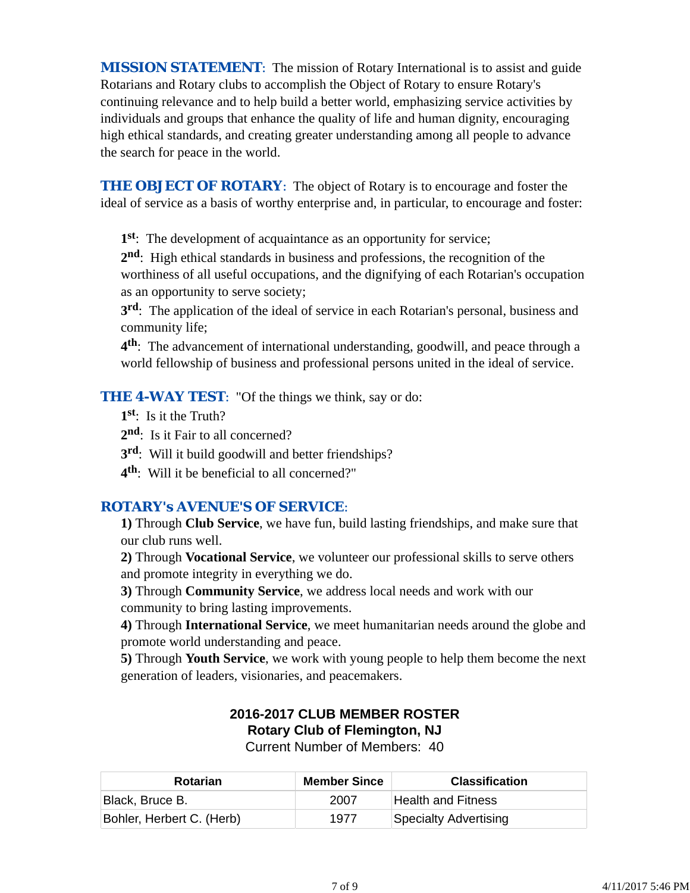**MISSION STATEMENT**: The mission of Rotary International is to assist and guide Rotarians and Rotary clubs to accomplish the Object of Rotary to ensure Rotary's continuing relevance and to help build a better world, emphasizing service activities by individuals and groups that enhance the quality of life and human dignity, encouraging high ethical standards, and creating greater understanding among all people to advance the search for peace in the world.

**THE OBJECT OF ROTARY**: The object of Rotary is to encourage and foster the ideal of service as a basis of worthy enterprise and, in particular, to encourage and foster:

**1st**: The development of acquaintance as an opportunity for service;
**2nd**: High ethical standards in business and professions, the recognition of the worthiness of all useful occupations, and the dignifying of each Rotarian's occupation as an opportunity to serve society;
**3rd**: The application of the ideal of service in each Rotarian's personal, business and community life;
**4th**: The advancement of international understanding, goodwill, and peace through a world fellowship of business and professional persons united in the ideal of service.

**THE 4-WAY TEST**: "Of the things we think, say or do:
**1st**: Is it the Truth?
**2nd**: Is it Fair to all concerned?
**3rd**: Will it build goodwill and better friendships?
**4th**: Will it be beneficial to all concerned?"

**ROTARY's AVENUE'S OF SERVICE**:
**1)** Through **Club Service**, we have fun, build lasting friendships, and make sure that our club runs well.
**2)** Through **Vocational Service**, we volunteer our professional skills to serve others and promote integrity in everything we do.
**3)** Through **Community Service**, we address local needs and work with our community to bring lasting improvements.
**4)** Through **International Service**, we meet humanitarian needs around the globe and promote world understanding and peace.
**5)** Through **Youth Service**, we work with young people to help them become the next generation of leaders, visionaries, and peacemakers.

**2016-2017 CLUB MEMBER ROSTER**
**Rotary Club of Flemington, NJ**
Current Number of Members: 40

| Rotarian | Member Since | Classification |
|---|---|---|
| Black, Bruce B. | 2007 | Health and Fitness |
| Bohler, Herbert C. (Herb) | 1977 | Specialty Advertising |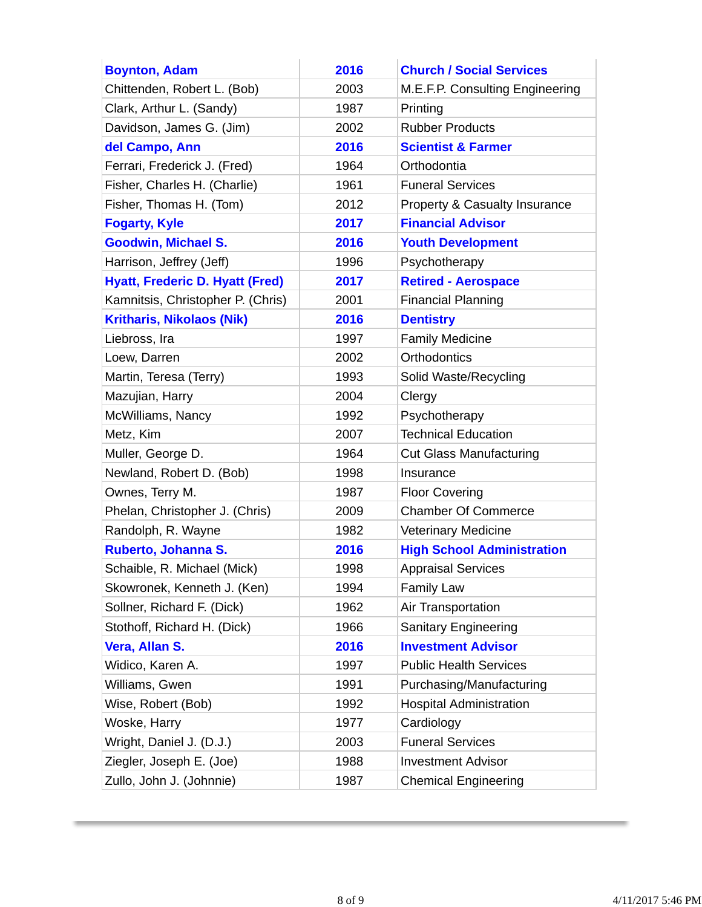| **Boynton, Adam** | **2016** | **Church / Social Services** |
|---|---|---|
| Chittenden, Robert L. (Bob) | 2003 | M.E.F.P. Consulting Engineering |
| Clark, Arthur L. (Sandy) | 1987 | Printing |
| Davidson, James G. (Jim) | 2002 | Rubber Products |
| **del Campo, Ann** | **2016** | **Scientist & Farmer** |
| Ferrari, Frederick J. (Fred) | 1964 | Orthodontia |
| Fisher, Charles H. (Charlie) | 1961 | Funeral Services |
| Fisher, Thomas H. (Tom) | 2012 | Property & Casualty Insurance |
| **Fogarty, Kyle** | **2017** | **Financial Advisor** |
| **Goodwin, Michael S.** | **2016** | **Youth Development** |
| Harrison, Jeffrey (Jeff) | 1996 | Psychotherapy |
| **Hyatt, Frederic D. Hyatt (Fred)** | **2017** | **Retired - Aerospace** |
| Kamnitsis, Christopher P. (Chris) | 2001 | Financial Planning |
| **Kritharis, Nikolaos (Nik)** | **2016** | **Dentistry** |
| Liebross, Ira | 1997 | Family Medicine |
| Loew, Darren | 2002 | Orthodontics |
| Martin, Teresa (Terry) | 1993 | Solid Waste/Recycling |
| Mazujian, Harry | 2004 | Clergy |
| McWilliams, Nancy | 1992 | Psychotherapy |
| Metz, Kim | 2007 | Technical Education |
| Muller, George D. | 1964 | Cut Glass Manufacturing |
| Newland, Robert D. (Bob) | 1998 | Insurance |
| Ownes, Terry M. | 1987 | Floor Covering |
| Phelan, Christopher J. (Chris) | 2009 | Chamber Of Commerce |
| Randolph, R. Wayne | 1982 | Veterinary Medicine |
| **Ruberto, Johanna S.** | **2016** | **High School Administration** |
| Schaible, R. Michael (Mick) | 1998 | Appraisal Services |
| Skowronek, Kenneth J. (Ken) | 1994 | Family Law |
| Sollner, Richard F. (Dick) | 1962 | Air Transportation |
| Stothoff, Richard H. (Dick) | 1966 | Sanitary Engineering |
| **Vera, Allan S.** | **2016** | **Investment Advisor** |
| Widico, Karen A. | 1997 | Public Health Services |
| Williams, Gwen | 1991 | Purchasing/Manufacturing |
| Wise, Robert (Bob) | 1992 | Hospital Administration |
| Woske, Harry | 1977 | Cardiology |
| Wright, Daniel J. (D.J.) | 2003 | Funeral Services |
| Ziegler, Joseph E. (Joe) | 1988 | Investment Advisor |
| Zullo, John J. (Johnnie) | 1987 | Chemical Engineering |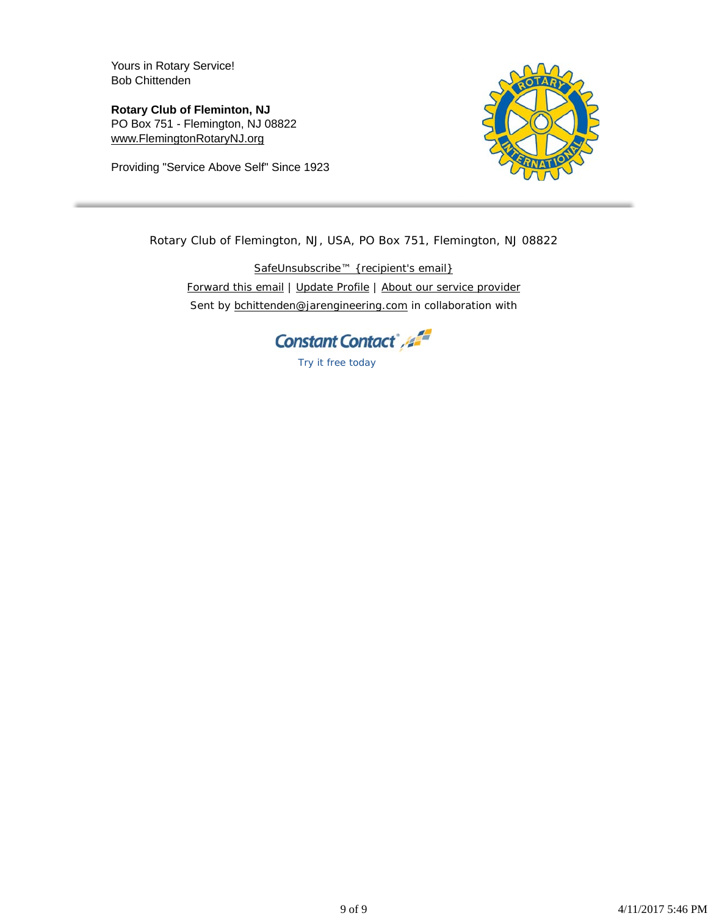Yours in Rotary Service!
Bob Chittenden

**Rotary Club of Fleminton, NJ**
PO Box 751 - Flemington, NJ 08822
www.FlemingtonRotaryNJ.org

Providing "Service Above Self" Since 1923

---

Rotary Club of Flemington, NJ, USA, PO Box 751, Flemington, NJ 08822

SafeUnsubscribe™ {recipient's email}

Forward this email | Update Profile | About our service provider

Sent by bchittenden@jarengineering.com in collaboration with

Constant Contact

Try it free today